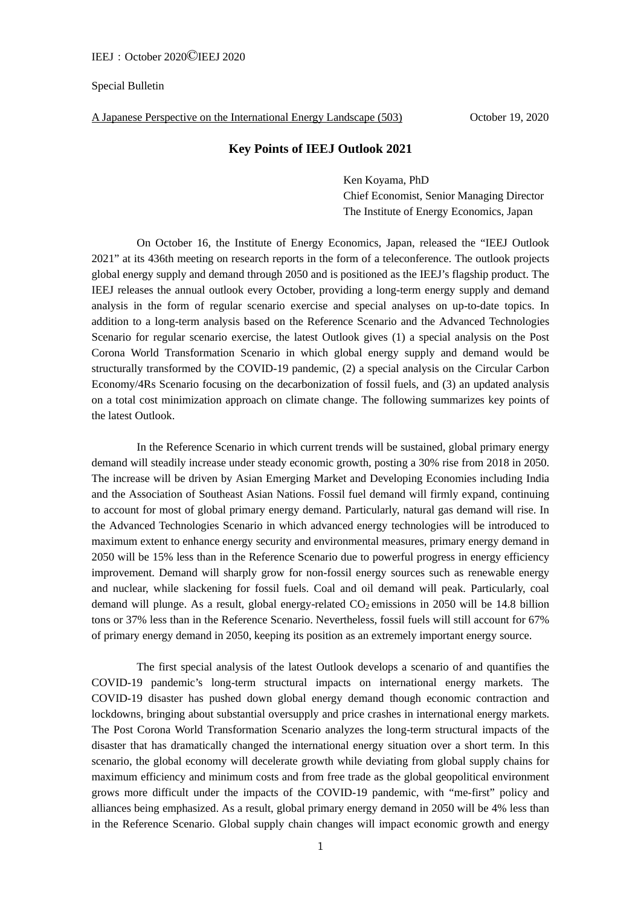Special Bulletin

A Japanese Perspective on the International Energy Landscape (503) October 19, 2020

# Key Points of IEEJ Outlook 2021

Ken Koyama, PhD
Chief Economist, Senior Managing Director
The Institute of Energy Economics, Japan

On October 16, the Institute of Energy Economics, Japan, released the "IEEJ Outlook 2021" at its 436th meeting on research reports in the form of a teleconference. The outlook projects global energy supply and demand through 2050 and is positioned as the IEEJ's flagship product. The IEEJ releases the annual outlook every October, providing a long-term energy supply and demand analysis in the form of regular scenario exercise and special analyses on up-to-date topics. In addition to a long-term analysis based on the Reference Scenario and the Advanced Technologies Scenario for regular scenario exercise, the latest Outlook gives (1) a special analysis on the Post Corona World Transformation Scenario in which global energy supply and demand would be structurally transformed by the COVID-19 pandemic, (2) a special analysis on the Circular Carbon Economy/4Rs Scenario focusing on the decarbonization of fossil fuels, and (3) an updated analysis on a total cost minimization approach on climate change. The following summarizes key points of the latest Outlook.

In the Reference Scenario in which current trends will be sustained, global primary energy demand will steadily increase under steady economic growth, posting a 30% rise from 2018 in 2050. The increase will be driven by Asian Emerging Market and Developing Economies including India and the Association of Southeast Asian Nations. Fossil fuel demand will firmly expand, continuing to account for most of global primary energy demand. Particularly, natural gas demand will rise. In the Advanced Technologies Scenario in which advanced energy technologies will be introduced to maximum extent to enhance energy security and environmental measures, primary energy demand in 2050 will be 15% less than in the Reference Scenario due to powerful progress in energy efficiency improvement. Demand will sharply grow for non-fossil energy sources such as renewable energy and nuclear, while slackening for fossil fuels. Coal and oil demand will peak. Particularly, coal demand will plunge. As a result, global energy-related $CO_2$ emissions in 2050 will be 14.8 billion tons or 37% less than in the Reference Scenario. Nevertheless, fossil fuels will still account for 67% of primary energy demand in 2050, keeping its position as an extremely important energy source.

The first special analysis of the latest Outlook develops a scenario of and quantifies the COVID-19 pandemic's long-term structural impacts on international energy markets. The COVID-19 disaster has pushed down global energy demand though economic contraction and lockdowns, bringing about substantial oversupply and price crashes in international energy markets. The Post Corona World Transformation Scenario analyzes the long-term structural impacts of the disaster that has dramatically changed the international energy situation over a short term. In this scenario, the global economy will decelerate growth while deviating from global supply chains for maximum efficiency and minimum costs and from free trade as the global geopolitical environment grows more difficult under the impacts of the COVID-19 pandemic, with "me-first" policy and alliances being emphasized. As a result, global primary energy demand in 2050 will be 4% less than in the Reference Scenario. Global supply chain changes will impact economic growth and energy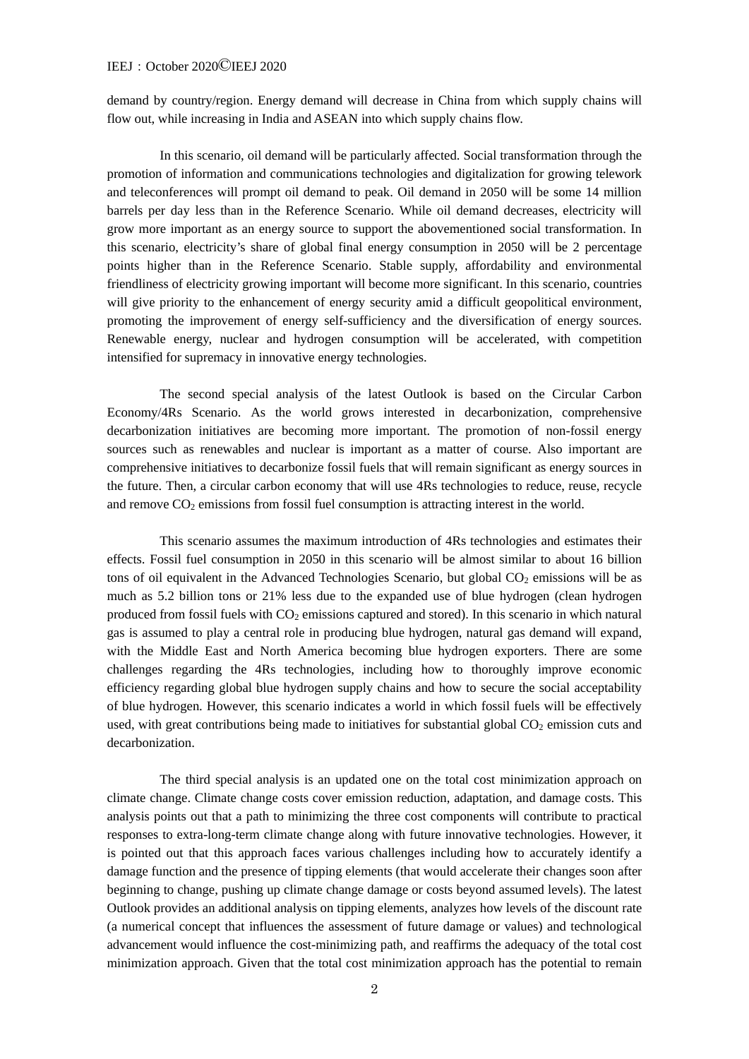demand by country/region. Energy demand will decrease in China from which supply chains will flow out, while increasing in India and ASEAN into which supply chains flow.

In this scenario, oil demand will be particularly affected. Social transformation through the promotion of information and communications technologies and digitalization for growing telework and teleconferences will prompt oil demand to peak. Oil demand in 2050 will be some 14 million barrels per day less than in the Reference Scenario. While oil demand decreases, electricity will grow more important as an energy source to support the abovementioned social transformation. In this scenario, electricity's share of global final energy consumption in 2050 will be 2 percentage points higher than in the Reference Scenario. Stable supply, affordability and environmental friendliness of electricity growing important will become more significant. In this scenario, countries will give priority to the enhancement of energy security amid a difficult geopolitical environment, promoting the improvement of energy self-sufficiency and the diversification of energy sources. Renewable energy, nuclear and hydrogen consumption will be accelerated, with competition intensified for supremacy in innovative energy technologies.

The second special analysis of the latest Outlook is based on the Circular Carbon Economy/4Rs Scenario. As the world grows interested in decarbonization, comprehensive decarbonization initiatives are becoming more important. The promotion of non-fossil energy sources such as renewables and nuclear is important as a matter of course. Also important are comprehensive initiatives to decarbonize fossil fuels that will remain significant as energy sources in the future. Then, a circular carbon economy that will use 4Rs technologies to reduce, reuse, recycle and remove $CO_2$ emissions from fossil fuel consumption is attracting interest in the world.

This scenario assumes the maximum introduction of 4Rs technologies and estimates their effects. Fossil fuel consumption in 2050 in this scenario will be almost similar to about 16 billion tons of oil equivalent in the Advanced Technologies Scenario, but global $CO_2$ emissions will be as much as 5.2 billion tons or 21% less due to the expanded use of blue hydrogen (clean hydrogen produced from fossil fuels with $CO_2$ emissions captured and stored). In this scenario in which natural gas is assumed to play a central role in producing blue hydrogen, natural gas demand will expand, with the Middle East and North America becoming blue hydrogen exporters. There are some challenges regarding the 4Rs technologies, including how to thoroughly improve economic efficiency regarding global blue hydrogen supply chains and how to secure the social acceptability of blue hydrogen. However, this scenario indicates a world in which fossil fuels will be effectively used, with great contributions being made to initiatives for substantial global $CO_2$ emission cuts and decarbonization.

The third special analysis is an updated one on the total cost minimization approach on climate change. Climate change costs cover emission reduction, adaptation, and damage costs. This analysis points out that a path to minimizing the three cost components will contribute to practical responses to extra-long-term climate change along with future innovative technologies. However, it is pointed out that this approach faces various challenges including how to accurately identify a damage function and the presence of tipping elements (that would accelerate their changes soon after beginning to change, pushing up climate change damage or costs beyond assumed levels). The latest Outlook provides an additional analysis on tipping elements, analyzes how levels of the discount rate (a numerical concept that influences the assessment of future damage or values) and technological advancement would influence the cost-minimizing path, and reaffirms the adequacy of the total cost minimization approach. Given that the total cost minimization approach has the potential to remain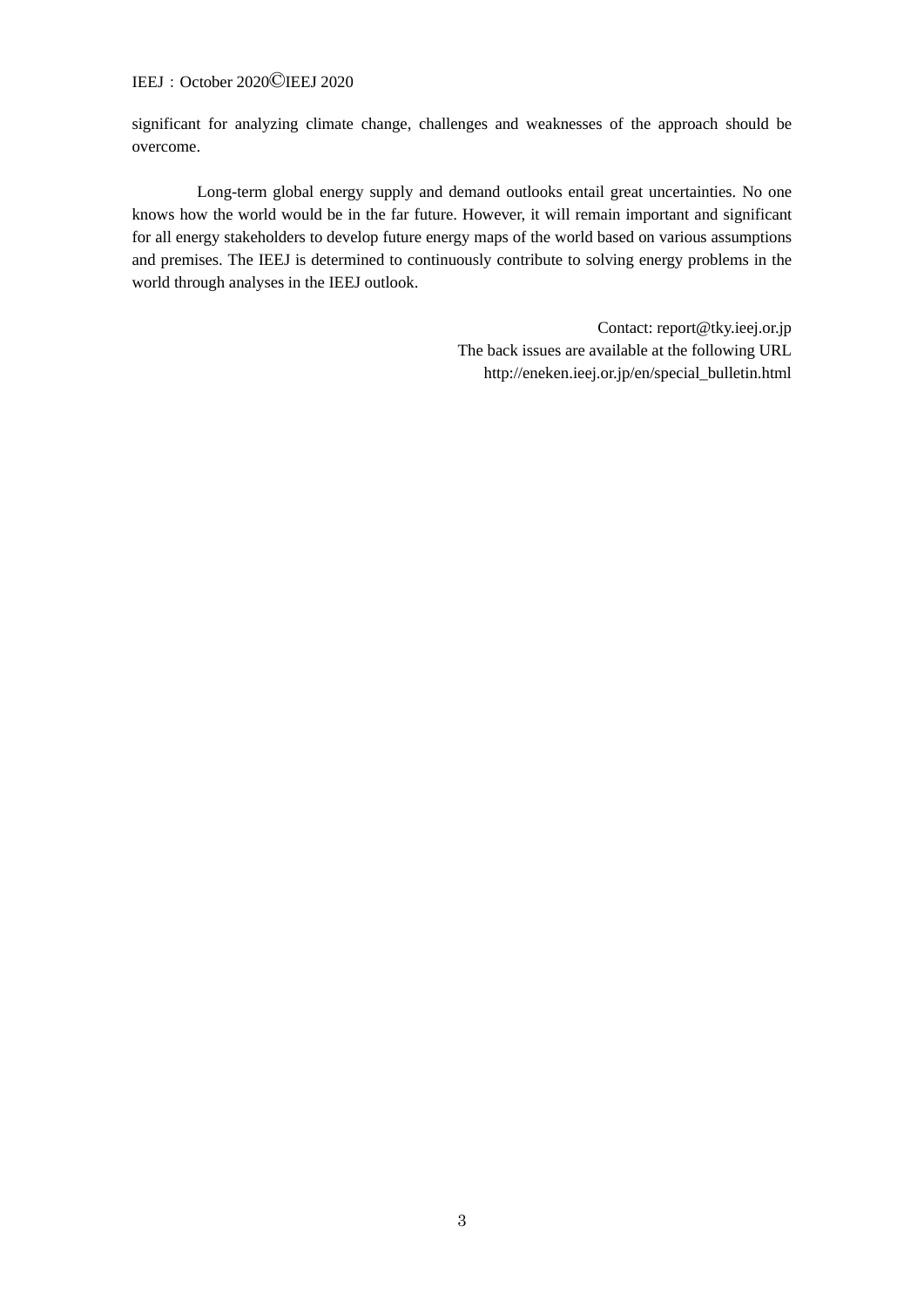significant for analyzing climate change, challenges and weaknesses of the approach should be overcome.

Long-term global energy supply and demand outlooks entail great uncertainties. No one knows how the world would be in the far future. However, it will remain important and significant for all energy stakeholders to develop future energy maps of the world based on various assumptions and premises. The IEEJ is determined to continuously contribute to solving energy problems in the world through analyses in the IEEJ outlook.

Contact: report@tky.ieej.or.jp
The back issues are available at the following URL
http://eneken.ieej.or.jp/en/special_bulletin.html